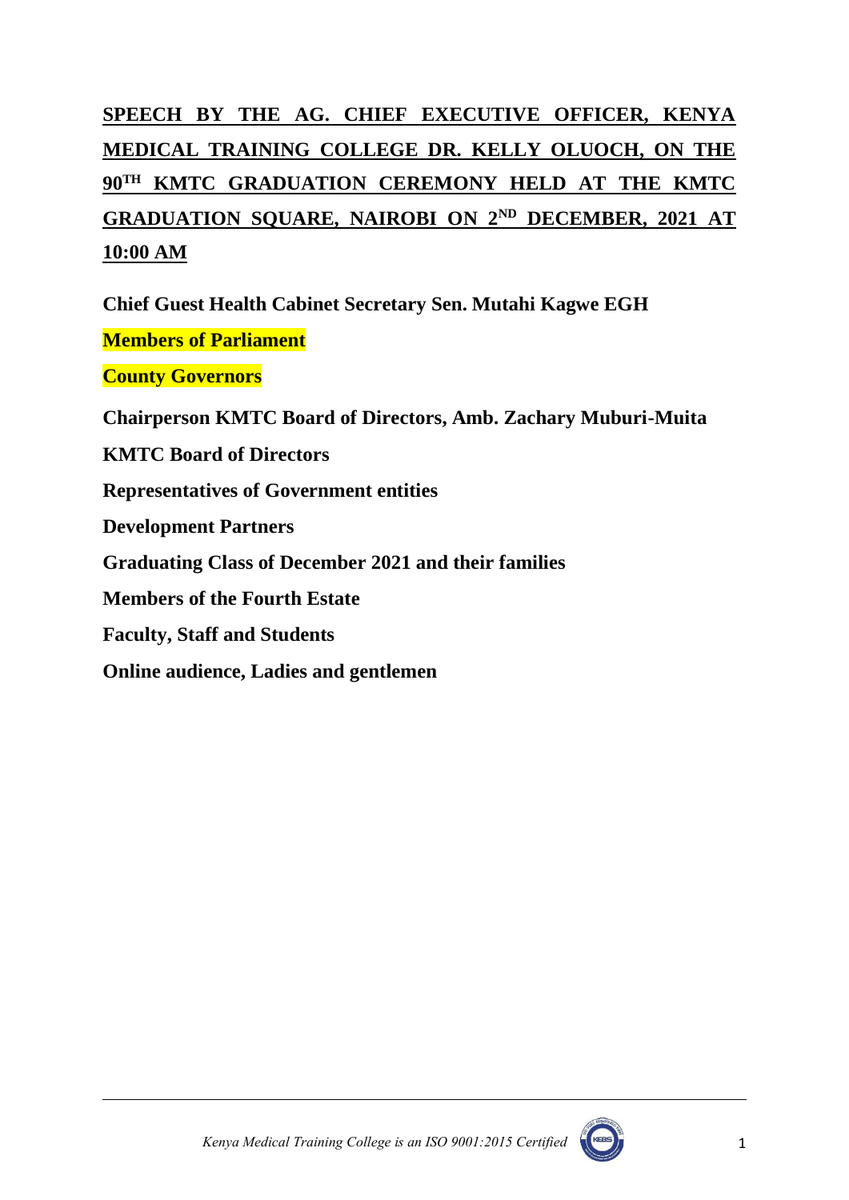**SPEECH BY THE AG. CHIEF EXECUTIVE OFFICER, KENYA MEDICAL TRAINING COLLEGE DR. KELLY OLUOCH, ON THE 90TH KMTC GRADUATION CEREMONY HELD AT THE KMTC GRADUATION SQUARE, NAIROBI ON 2ND DECEMBER, 2021 AT 10:00 AM**

**Chief Guest Health Cabinet Secretary Sen. Mutahi Kagwe EGH**

**Members of Parliament**

**County Governors**

**Chairperson KMTC Board of Directors, Amb. Zachary Muburi-Muita**

**KMTC Board of Directors**

**Representatives of Government entities**

**Development Partners**

**Graduating Class of December 2021 and their families**

**Members of the Fourth Estate**

**Faculty, Staff and Students**

**Online audience, Ladies and gentlemen**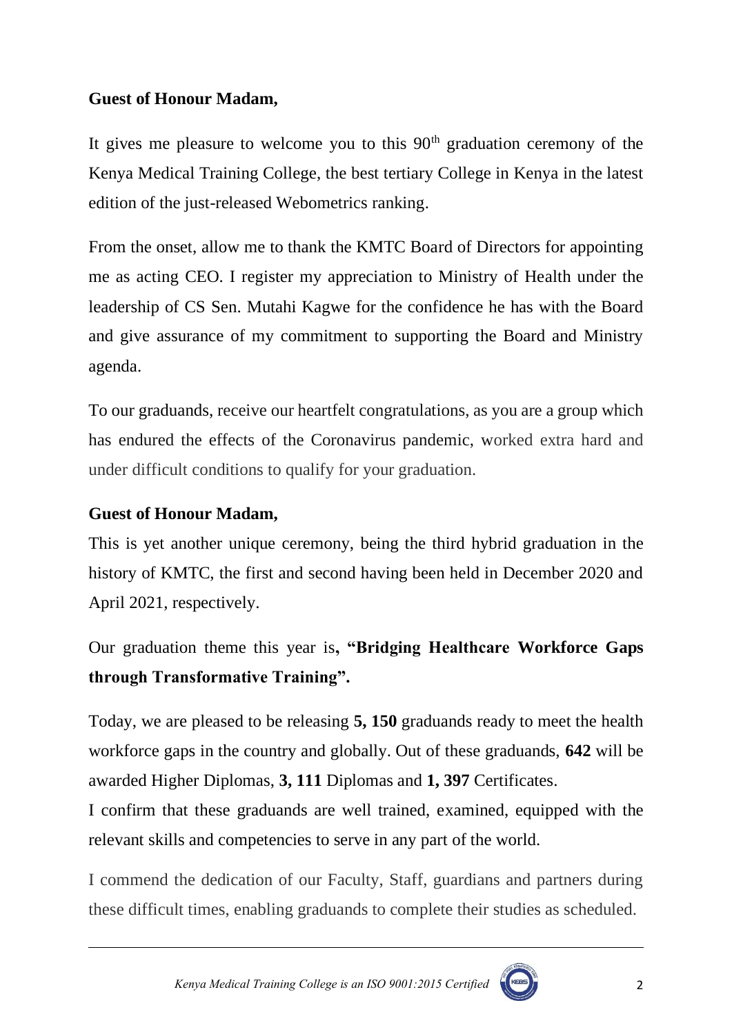**Guest of Honour Madam,**

It gives me pleasure to welcome you to this 90th graduation ceremony of the Kenya Medical Training College, the best tertiary College in Kenya in the latest edition of the just-released Webometrics ranking.

From the onset, allow me to thank the KMTC Board of Directors for appointing me as acting CEO. I register my appreciation to Ministry of Health under the leadership of CS Sen. Mutahi Kagwe for the confidence he has with the Board and give assurance of my commitment to supporting the Board and Ministry agenda.

To our graduands, receive our heartfelt congratulations, as you are a group which has endured the effects of the Coronavirus pandemic, worked extra hard and under difficult conditions to qualify for your graduation.

**Guest of Honour Madam,**

This is yet another unique ceremony, being the third hybrid graduation in the history of KMTC, the first and second having been held in December 2020 and April 2021, respectively.

Our graduation theme this year is**, "Bridging Healthcare Workforce Gaps through Transformative Training".**

Today, we are pleased to be releasing **5, 150** graduands ready to meet the health workforce gaps in the country and globally. Out of these graduands, **642** will be awarded Higher Diplomas, **3, 111** Diplomas and **1, 397** Certificates.

I confirm that these graduands are well trained, examined, equipped with the relevant skills and competencies to serve in any part of the world.

I commend the dedication of our Faculty, Staff, guardians and partners during these difficult times, enabling graduands to complete their studies as scheduled.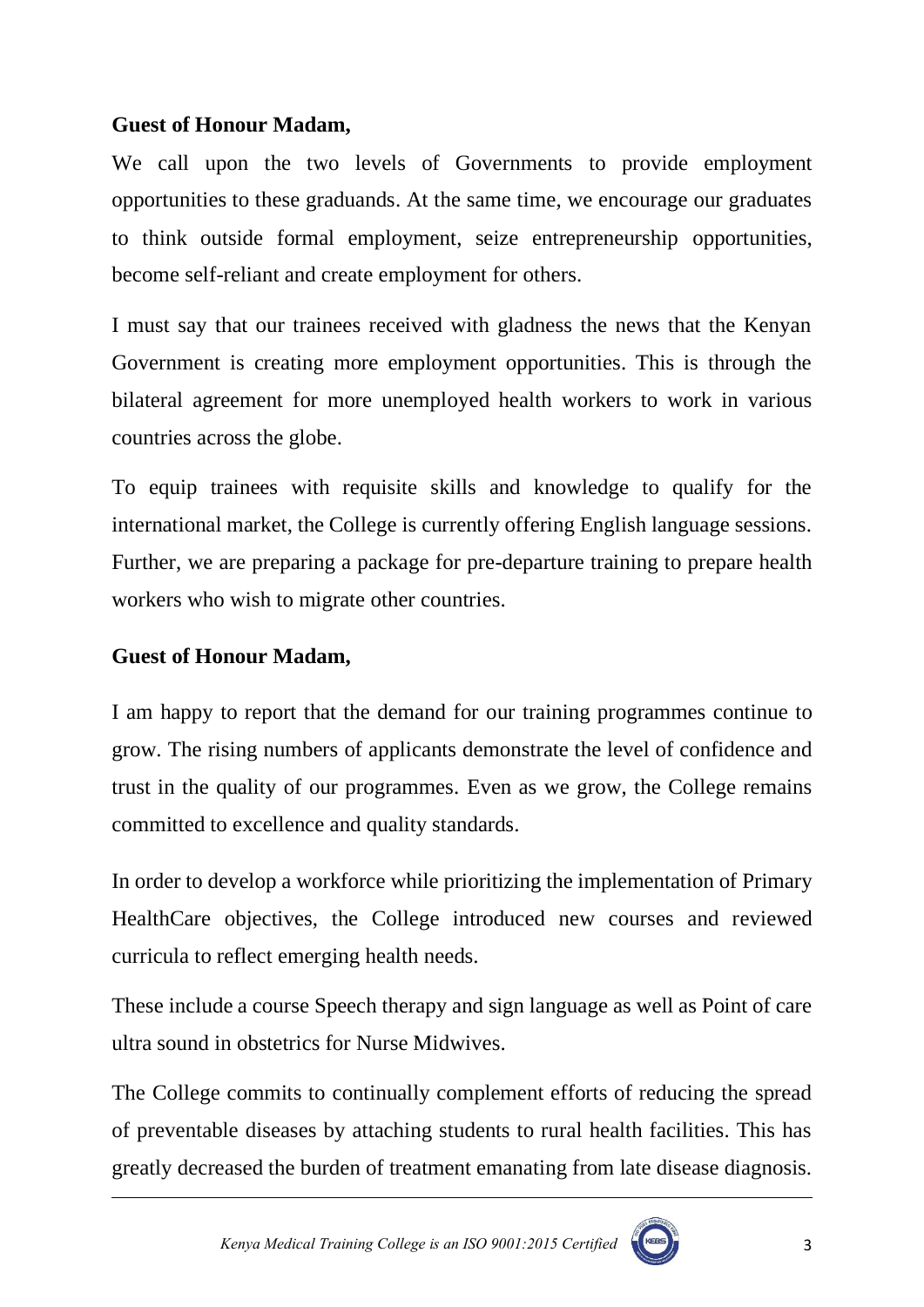**Guest of Honour Madam,**

We call upon the two levels of Governments to provide employment opportunities to these graduands. At the same time, we encourage our graduates to think outside formal employment, seize entrepreneurship opportunities, become self-reliant and create employment for others.

I must say that our trainees received with gladness the news that the Kenyan Government is creating more employment opportunities. This is through the bilateral agreement for more unemployed health workers to work in various countries across the globe.

To equip trainees with requisite skills and knowledge to qualify for the international market, the College is currently offering English language sessions. Further, we are preparing a package for pre-departure training to prepare health workers who wish to migrate other countries.

**Guest of Honour Madam,**

I am happy to report that the demand for our training programmes continue to grow. The rising numbers of applicants demonstrate the level of confidence and trust in the quality of our programmes. Even as we grow, the College remains committed to excellence and quality standards.

In order to develop a workforce while prioritizing the implementation of Primary HealthCare objectives, the College introduced new courses and reviewed curricula to reflect emerging health needs.

These include a course Speech therapy and sign language as well as Point of care ultra sound in obstetrics for Nurse Midwives.

The College commits to continually complement efforts of reducing the spread of preventable diseases by attaching students to rural health facilities. This has greatly decreased the burden of treatment emanating from late disease diagnosis.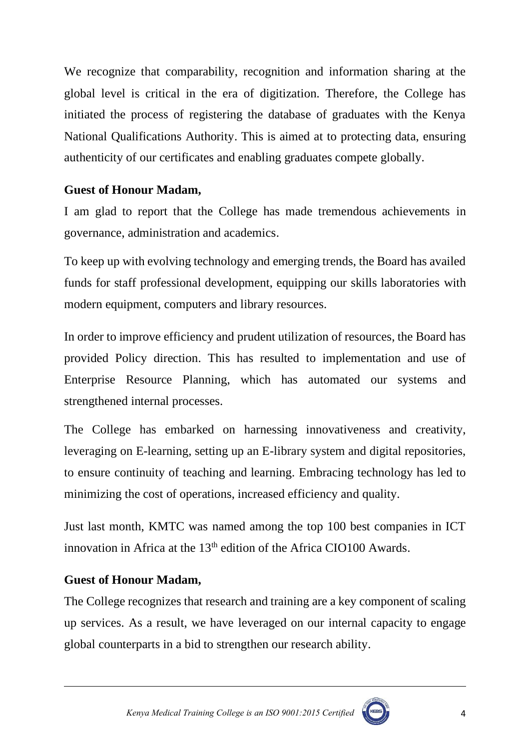We recognize that comparability, recognition and information sharing at the global level is critical in the era of digitization. Therefore, the College has initiated the process of registering the database of graduates with the Kenya National Qualifications Authority. This is aimed at to protecting data, ensuring authenticity of our certificates and enabling graduates compete globally.

**Guest of Honour Madam,**

I am glad to report that the College has made tremendous achievements in governance, administration and academics.

To keep up with evolving technology and emerging trends, the Board has availed funds for staff professional development, equipping our skills laboratories with modern equipment, computers and library resources.

In order to improve efficiency and prudent utilization of resources, the Board has provided Policy direction. This has resulted to implementation and use of Enterprise Resource Planning, which has automated our systems and strengthened internal processes.

The College has embarked on harnessing innovativeness and creativity, leveraging on E-learning, setting up an E-library system and digital repositories, to ensure continuity of teaching and learning. Embracing technology has led to minimizing the cost of operations, increased efficiency and quality.

Just last month, KMTC was named among the top 100 best companies in ICT innovation in Africa at the 13th edition of the Africa CIO100 Awards.

**Guest of Honour Madam,**

The College recognizes that research and training are a key component of scaling up services. As a result, we have leveraged on our internal capacity to engage global counterparts in a bid to strengthen our research ability.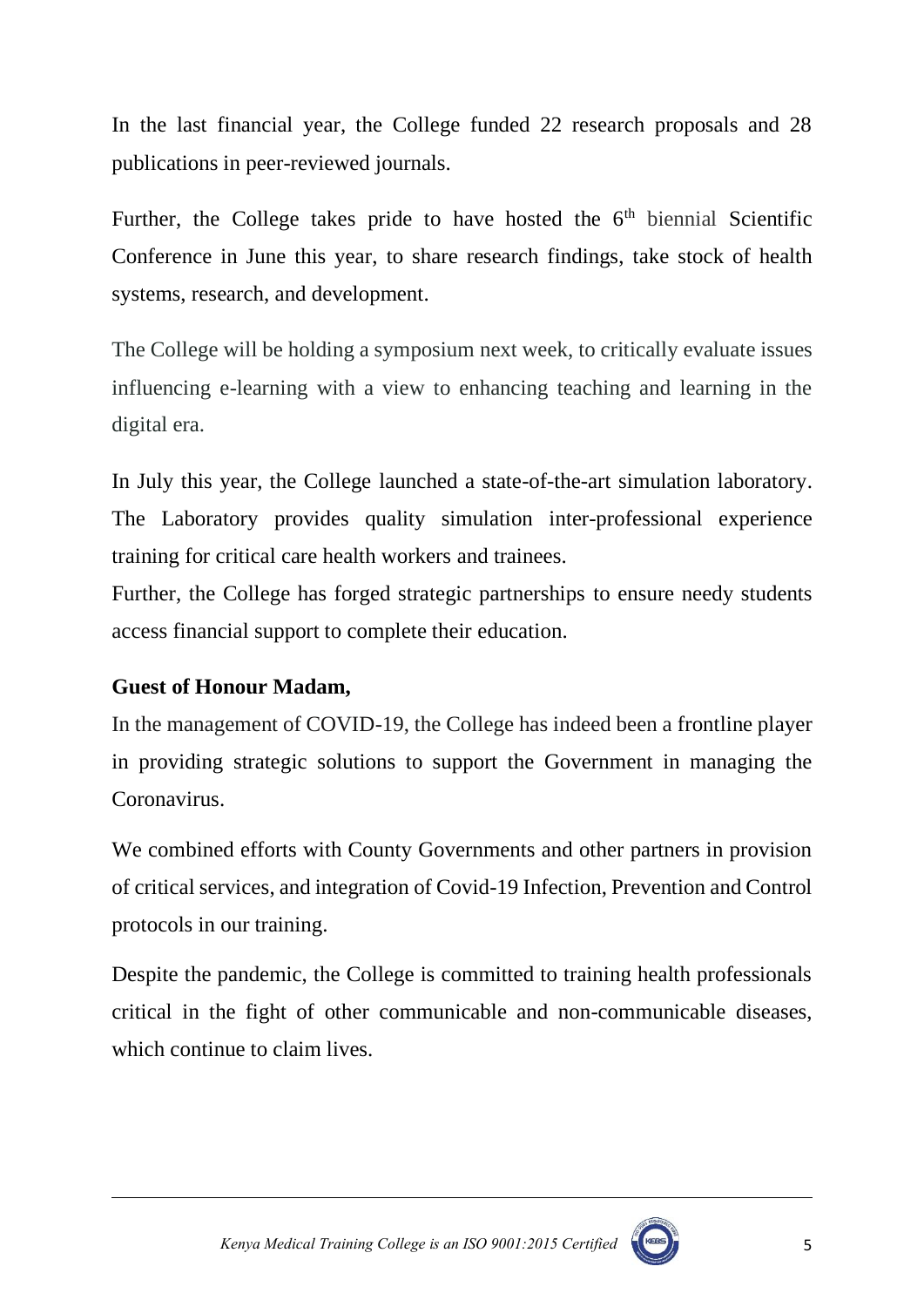In the last financial year, the College funded 22 research proposals and 28 publications in peer-reviewed journals.

Further, the College takes pride to have hosted the 6th biennial Scientific Conference in June this year, to share research findings, take stock of health systems, research, and development.

The College will be holding a symposium next week, to critically evaluate issues influencing e-learning with a view to enhancing teaching and learning in the digital era.

In July this year, the College launched a state-of-the-art simulation laboratory. The Laboratory provides quality simulation inter-professional experience training for critical care health workers and trainees.

Further, the College has forged strategic partnerships to ensure needy students access financial support to complete their education.

**Guest of Honour Madam,**

In the management of COVID-19, the College has indeed been a frontline player in providing strategic solutions to support the Government in managing the Coronavirus.

We combined efforts with County Governments and other partners in provision of critical services, and integration of Covid-19 Infection, Prevention and Control protocols in our training.

Despite the pandemic, the College is committed to training health professionals critical in the fight of other communicable and non-communicable diseases, which continue to claim lives.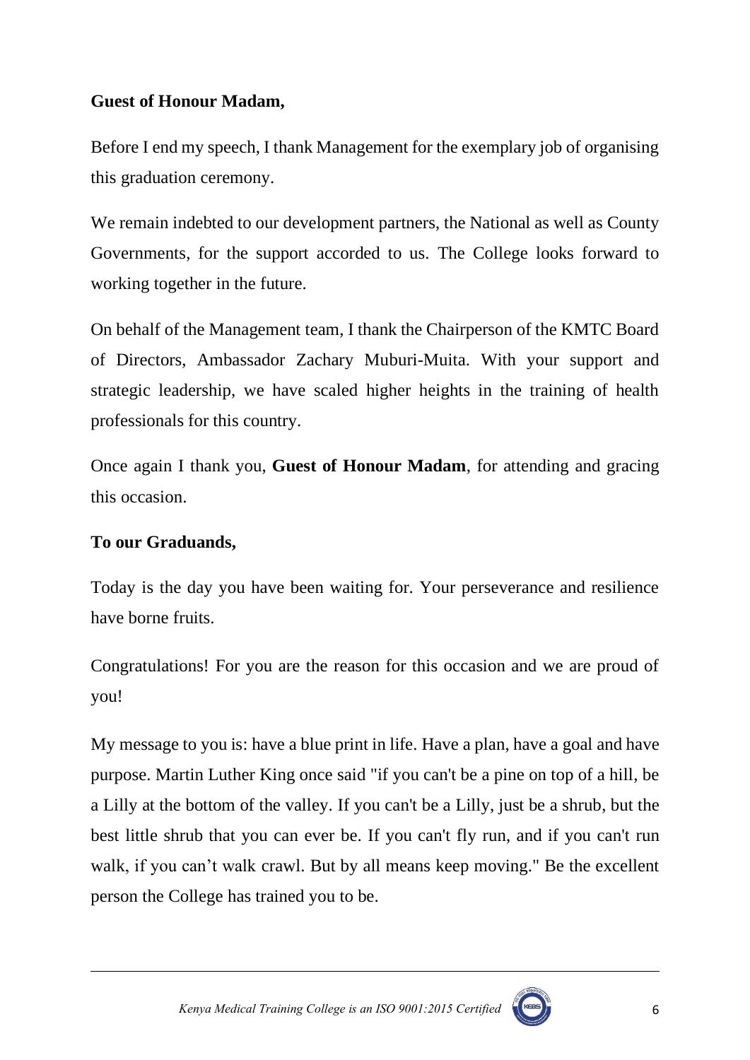**Guest of Honour Madam,**

Before I end my speech, I thank Management for the exemplary job of organising this graduation ceremony.

We remain indebted to our development partners, the National as well as County Governments, for the support accorded to us. The College looks forward to working together in the future.

On behalf of the Management team, I thank the Chairperson of the KMTC Board of Directors, Ambassador Zachary Muburi-Muita. With your support and strategic leadership, we have scaled higher heights in the training of health professionals for this country.

Once again I thank you, **Guest of Honour Madam**, for attending and gracing this occasion.

**To our Graduands,**

Today is the day you have been waiting for. Your perseverance and resilience have borne fruits.

Congratulations! For you are the reason for this occasion and we are proud of you!

My message to you is: have a blue print in life. Have a plan, have a goal and have purpose. Martin Luther King once said "if you can't be a pine on top of a hill, be a Lilly at the bottom of the valley. If you can't be a Lilly, just be a shrub, but the best little shrub that you can ever be. If you can't fly run, and if you can't run walk, if you can't walk crawl. But by all means keep moving." Be the excellent person the College has trained you to be.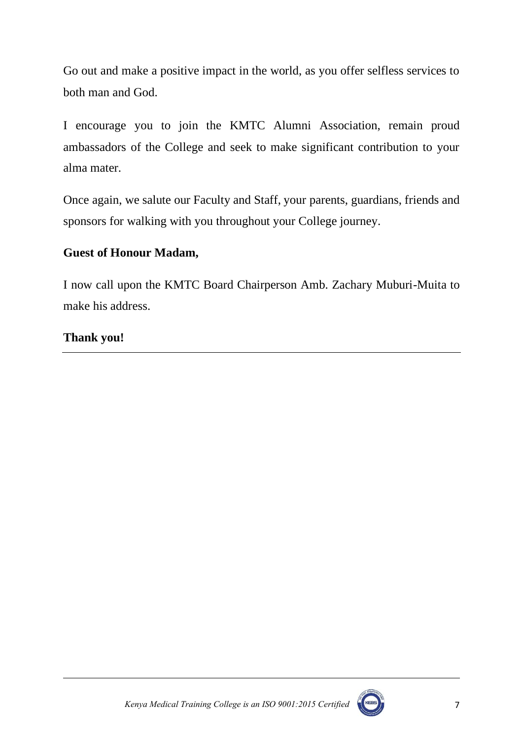Go out and make a positive impact in the world, as you offer selfless services to both man and God.

I encourage you to join the KMTC Alumni Association, remain proud ambassadors of the College and seek to make significant contribution to your alma mater.

Once again, we salute our Faculty and Staff, your parents, guardians, friends and sponsors for walking with you throughout your College journey.

**Guest of Honour Madam,**

I now call upon the KMTC Board Chairperson Amb. Zachary Muburi-Muita to make his address.

**Thank you!**